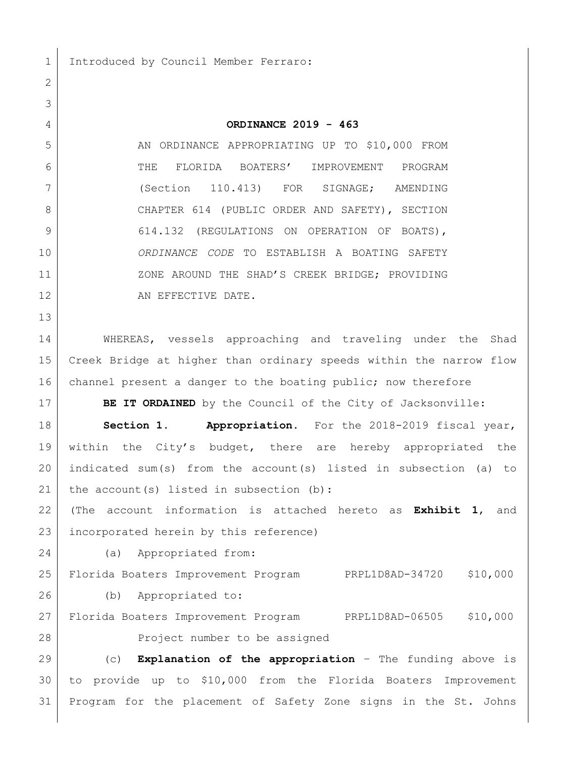Introduced by Council Member Ferraro:

**ORDINANCE 2019 - 463**

AN ORDINANCE APPROPRIATING UP TO $10,000 FROM THE FLORIDA BOATERS' IMPROVEMENT PROGRAM (Section 110.413) FOR SIGNAGE; AMENDING CHAPTER 614 (PUBLIC ORDER AND SAFETY), SECTION 614.132 (REGULATIONS ON OPERATION OF BOATS), *ORDINANCE CODE* TO ESTABLISH A BOATING SAFETY ZONE AROUND THE SHAD'S CREEK BRIDGE; PROVIDING AN EFFECTIVE DATE.

WHEREAS, vessels approaching and traveling under the Shad Creek Bridge at higher than ordinary speeds within the narrow flow channel present a danger to the boating public; now therefore

**BE IT ORDAINED** by the Council of the City of Jacksonville:

**Section 1. Appropriation.** For the 2018-2019 fiscal year, within the City's budget, there are hereby appropriated the indicated sum(s) from the account(s) listed in subsection (a) to the account(s) listed in subsection (b):

(The account information is attached hereto as **Exhibit 1**, and incorporated herein by this reference)

(a) Appropriated from:

Florida Boaters Improvement Program PRPL1D8AD-34720 $10,000

(b) Appropriated to:

Florida Boaters Improvement Program PRPL1D8AD-06505 $10,000

Project number to be assigned

(c) **Explanation of the appropriation** – The funding above is to provide up to $10,000 from the Florida Boaters Improvement Program for the placement of Safety Zone signs in the St. Johns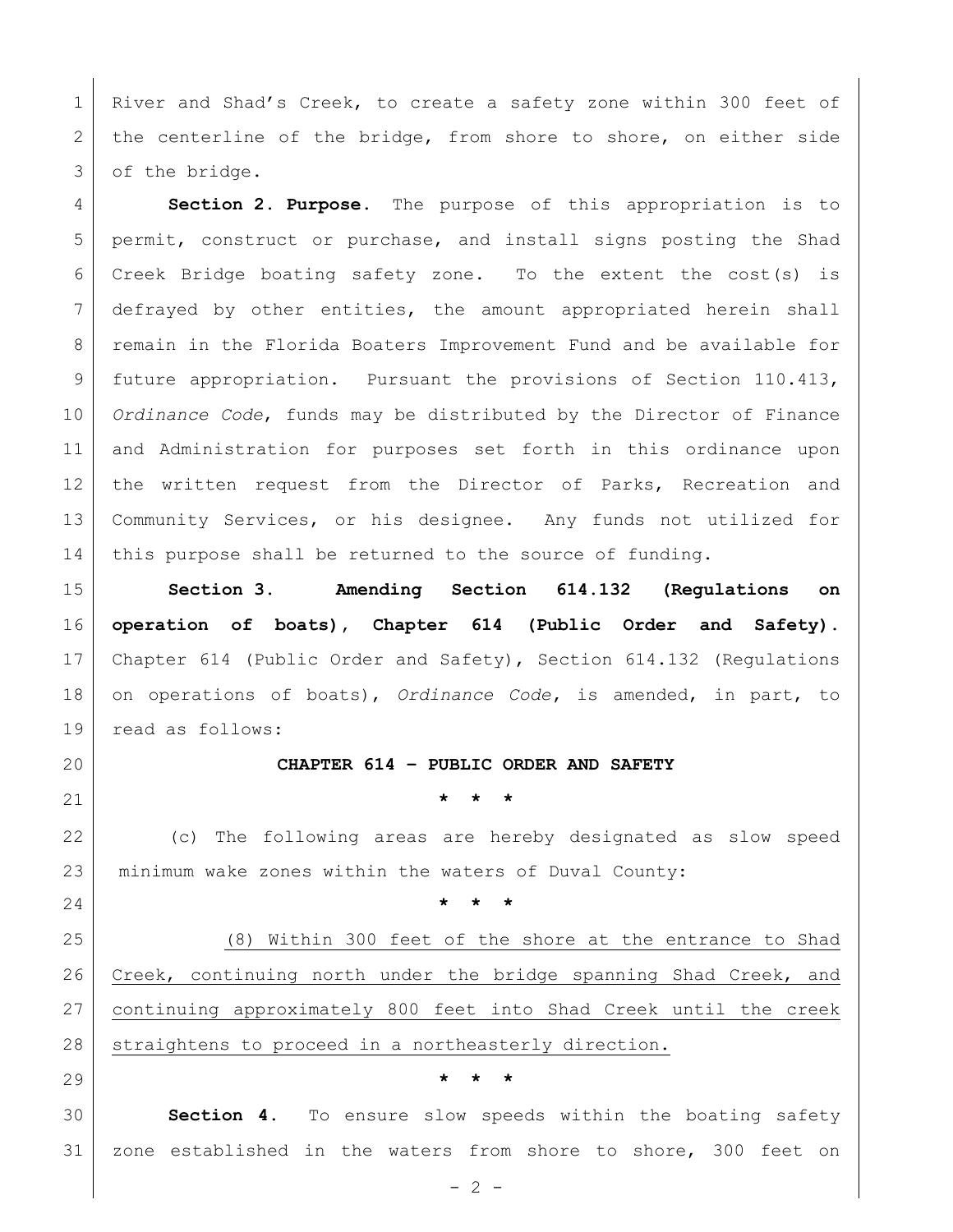River and Shad's Creek, to create a safety zone within 300 feet of the centerline of the bridge, from shore to shore, on either side of the bridge.

**Section 2. Purpose.** The purpose of this appropriation is to permit, construct or purchase, and install signs posting the Shad Creek Bridge boating safety zone. To the extent the cost(s) is defrayed by other entities, the amount appropriated herein shall remain in the Florida Boaters Improvement Fund and be available for future appropriation. Pursuant the provisions of Section 110.413, *Ordinance Code*, funds may be distributed by the Director of Finance and Administration for purposes set forth in this ordinance upon the written request from the Director of Parks, Recreation and Community Services, or his designee. Any funds not utilized for this purpose shall be returned to the source of funding.

**Section 3. Amending Section 614.132 (Regulations on operation of boats), Chapter 614 (Public Order and Safety).** Chapter 614 (Public Order and Safety), Section 614.132 (Regulations on operations of boats), *Ordinance Code*, is amended, in part, to read as follows:

**CHAPTER 614 – PUBLIC ORDER AND SAFETY**

\* \* \*

(c) The following areas are hereby designated as slow speed minimum wake zones within the waters of Duval County:

\* \* \*

<u>(8) Within 300 feet of the shore at the entrance to Shad Creek, continuing north under the bridge spanning Shad Creek, and continuing approximately 800 feet into Shad Creek until the creek straightens to proceed in a northeasterly direction.</u>

\* \* \*

**Section 4.** To ensure slow speeds within the boating safety zone established in the waters from shore to shore, 300 feet on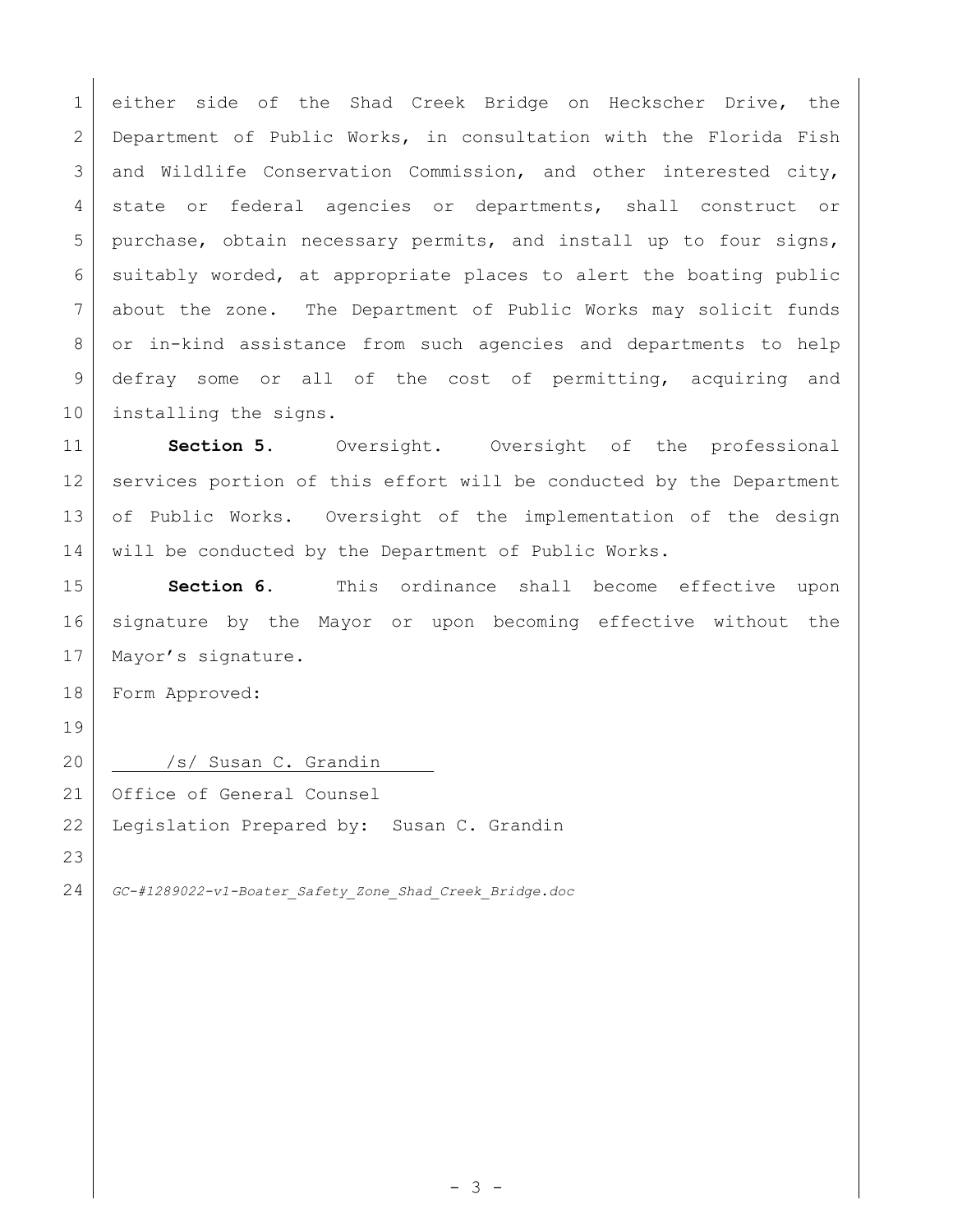either side of the Shad Creek Bridge on Heckscher Drive, the Department of Public Works, in consultation with the Florida Fish and Wildlife Conservation Commission, and other interested city, state or federal agencies or departments, shall construct or purchase, obtain necessary permits, and install up to four signs, suitably worded, at appropriate places to alert the boating public about the zone. The Department of Public Works may solicit funds or in-kind assistance from such agencies and departments to help defray some or all of the cost of permitting, acquiring and installing the signs.

**Section 5.** Oversight. Oversight of the professional services portion of this effort will be conducted by the Department of Public Works. Oversight of the implementation of the design will be conducted by the Department of Public Works.

**Section 6.** This ordinance shall become effective upon signature by the Mayor or upon becoming effective without the Mayor's signature.

Form Approved:

/s/ Susan C. Grandin

Office of General Counsel

Legislation Prepared by: Susan C. Grandin

*GC-#1289022-v1-Boater_Safety_Zone_Shad_Creek_Bridge.doc*